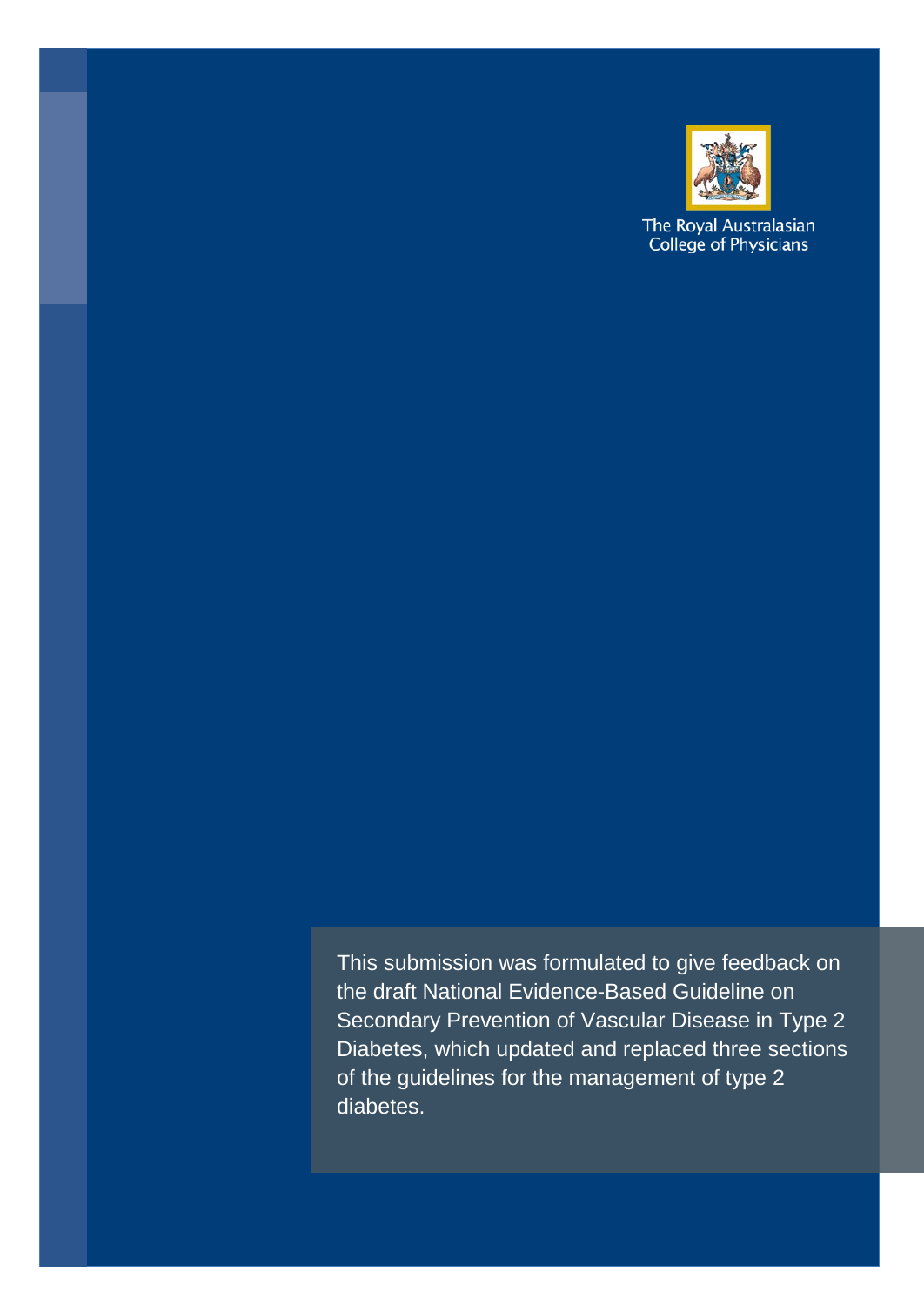The Royal Australasian College of Physicians

This submission was formulated to give feedback on the draft National Evidence-Based Guideline on Secondary Prevention of Vascular Disease in Type 2 Diabetes, which updated and replaced three sections of the guidelines for the management of type 2 diabetes.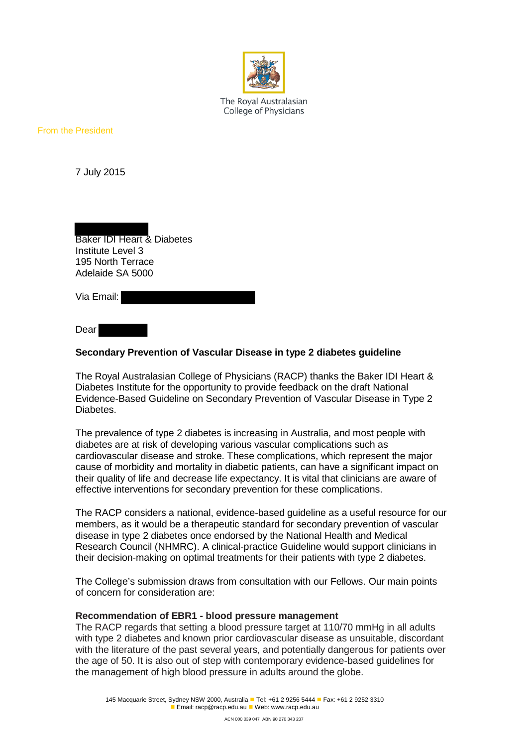The Royal Australasian College of Physicians

From the President

7 July 2015

Baker IDI Heart & Diabetes
Institute Level 3
195 North Terrace
Adelaide SA 5000

Via Email:

Dear

**Secondary Prevention of Vascular Disease in type 2 diabetes guideline**

The Royal Australasian College of Physicians (RACP) thanks the Baker IDI Heart & Diabetes Institute for the opportunity to provide feedback on the draft National Evidence-Based Guideline on Secondary Prevention of Vascular Disease in Type 2 Diabetes.

The prevalence of type 2 diabetes is increasing in Australia, and most people with diabetes are at risk of developing various vascular complications such as cardiovascular disease and stroke. These complications, which represent the major cause of morbidity and mortality in diabetic patients, can have a significant impact on their quality of life and decrease life expectancy. It is vital that clinicians are aware of effective interventions for secondary prevention for these complications.

The RACP considers a national, evidence-based guideline as a useful resource for our members, as it would be a therapeutic standard for secondary prevention of vascular disease in type 2 diabetes once endorsed by the National Health and Medical Research Council (NHMRC). A clinical-practice Guideline would support clinicians in their decision-making on optimal treatments for their patients with type 2 diabetes.

The College's submission draws from consultation with our Fellows. Our main points of concern for consideration are:

**Recommendation of EBR1 - blood pressure management**

The RACP regards that setting a blood pressure target at 110/70 mmHg in all adults with type 2 diabetes and known prior cardiovascular disease as unsuitable, discordant with the literature of the past several years, and potentially dangerous for patients over the age of 50. It is also out of step with contemporary evidence-based guidelines for the management of high blood pressure in adults around the globe.

145 Macquarie Street, Sydney NSW 2000, Australia ■ Tel: +61 2 9256 5444 ■ Fax: +61 2 9252 3310
■ Email: racp@racp.edu.au ■ Web: www.racp.edu.au

ACN 000 039 047 ABN 90 270 343 237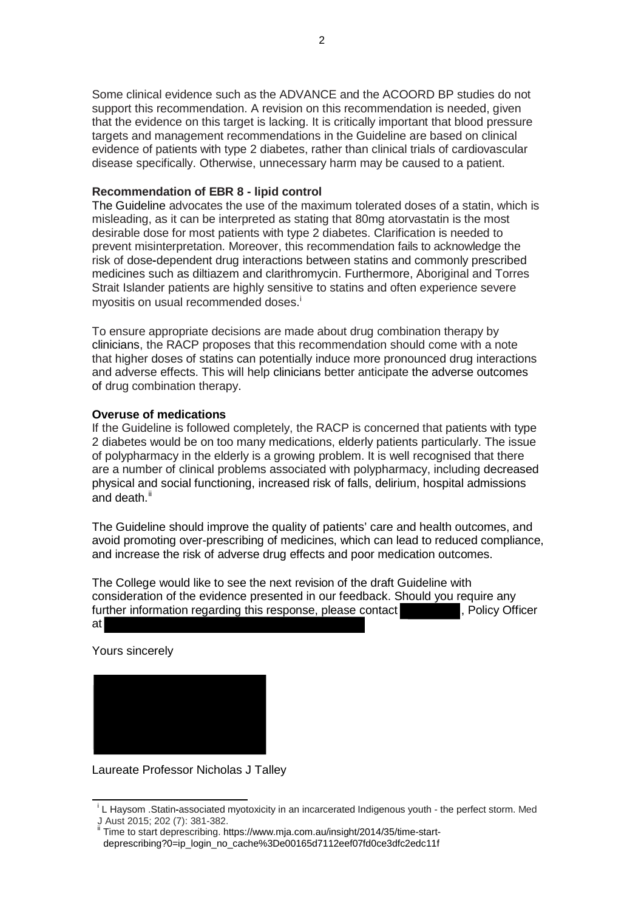Some clinical evidence such as the ADVANCE and the ACOORD BP studies do not support this recommendation. A revision on this recommendation is needed, given that the evidence on this target is lacking. It is critically important that blood pressure targets and management recommendations in the Guideline are based on clinical evidence of patients with type 2 diabetes, rather than clinical trials of cardiovascular disease specifically. Otherwise, unnecessary harm may be caused to a patient.

**Recommendation of EBR 8 - lipid control**

The Guideline advocates the use of the maximum tolerated doses of a statin, which is misleading, as it can be interpreted as stating that 80mg atorvastatin is the most desirable dose for most patients with type 2 diabetes. Clarification is needed to prevent misinterpretation. Moreover, this recommendation fails to acknowledge the risk of dose-dependent drug interactions between statins and commonly prescribed medicines such as diltiazem and clarithromycin. Furthermore, Aboriginal and Torres Strait Islander patients are highly sensitive to statins and often experience severe myositis on usual recommended doses.[i]

To ensure appropriate decisions are made about drug combination therapy by clinicians, the RACP proposes that this recommendation should come with a note that higher doses of statins can potentially induce more pronounced drug interactions and adverse effects. This will help clinicians better anticipate the adverse outcomes of drug combination therapy.

**Overuse of medications**

If the Guideline is followed completely, the RACP is concerned that patients with type 2 diabetes would be on too many medications, elderly patients particularly. The issue of polypharmacy in the elderly is a growing problem. It is well recognised that there are a number of clinical problems associated with polypharmacy, including decreased physical and social functioning, increased risk of falls, delirium, hospital admissions and death.[ii]

The Guideline should improve the quality of patients' care and health outcomes, and avoid promoting over-prescribing of medicines, which can lead to reduced compliance, and increase the risk of adverse drug effects and poor medication outcomes.

The College would like to see the next revision of the draft Guideline with consideration of the evidence presented in our feedback. Should you require any further information regarding this response, please contact , Policy Officer at

Yours sincerely

Laureate Professor Nicholas J Talley

---

[i] L Haysom .Statin-associated myotoxicity in an incarcerated Indigenous youth - the perfect storm. Med J Aust 2015; 202 (7): 381-382.

[ii] Time to start deprescribing. https://www.mja.com.au/insight/2014/35/time-start-deprescribing?0=ip_login_no_cache%3De00165d7112eef07fd0ce3dfc2edc11f